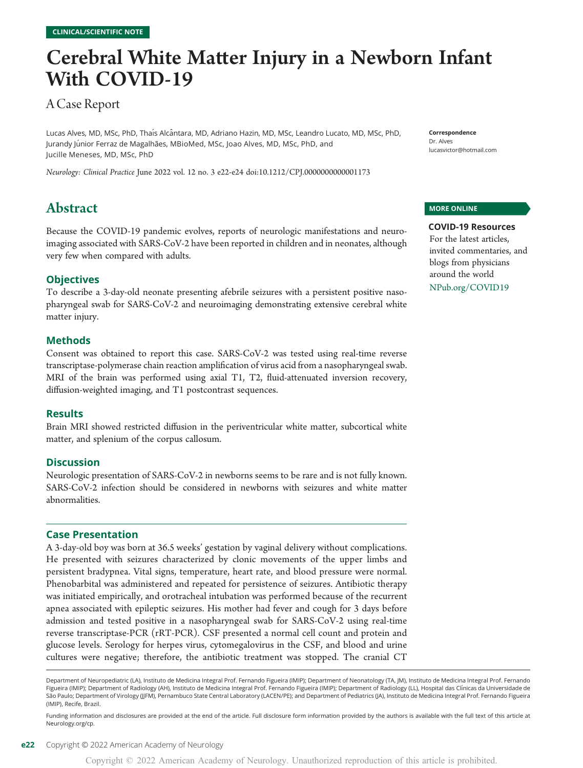CLINICAL/SCIENTIFIC NOTE

# Cerebral White Matter Injury in a Newborn Infant With COVID-19

## A Case Report

Lucas Alves, MD, MSc, PhD, Thaís Alcântara, MD, Adriano Hazin, MD, MSc, Leandro Lucato, MD, MSc, PhD, Jurandy Júnior Ferraz de Magalhães, MBioMed, MSc, Joao Alves, MD, MSc, PhD, and Jucille Meneses, MD, MSc, PhD

*Neurology: Clinical Practice* June 2022 vol. 12 no. 3 e22-e24 doi:10.1212/CPJ.0000000000001173

**Correspondence**
Dr. Alves
lucasvictor@hotmail.com

**MORE ONLINE**

**COVID-19 Resources**
For the latest articles, invited commentaries, and blogs from physicians around the world
NPub.org/COVID19

## Abstract

Because the COVID-19 pandemic evolves, reports of neurologic manifestations and neuroimaging associated with SARS-CoV-2 have been reported in children and in neonates, although very few when compared with adults.

### Objectives

To describe a 3-day-old neonate presenting afebrile seizures with a persistent positive nasopharyngeal swab for SARS-CoV-2 and neuroimaging demonstrating extensive cerebral white matter injury.

### Methods

Consent was obtained to report this case. SARS-CoV-2 was tested using real-time reverse transcriptase-polymerase chain reaction amplification of virus acid from a nasopharyngeal swab. MRI of the brain was performed using axial T1, T2, fluid-attenuated inversion recovery, diffusion-weighted imaging, and T1 postcontrast sequences.

### Results

Brain MRI showed restricted diffusion in the periventricular white matter, subcortical white matter, and splenium of the corpus callosum.

### Discussion

Neurologic presentation of SARS-CoV-2 in newborns seems to be rare and is not fully known. SARS-CoV-2 infection should be considered in newborns with seizures and white matter abnormalities.

### Case Presentation

A 3-day-old boy was born at 36.5 weeks' gestation by vaginal delivery without complications. He presented with seizures characterized by clonic movements of the upper limbs and persistent bradypnea. Vital signs, temperature, heart rate, and blood pressure were normal. Phenobarbital was administered and repeated for persistence of seizures. Antibiotic therapy was initiated empirically, and orotracheal intubation was performed because of the recurrent apnea associated with epileptic seizures. His mother had fever and cough for 3 days before admission and tested positive in a nasopharyngeal swab for SARS-CoV-2 using real-time reverse transcriptase-PCR (rRT-PCR). CSF presented a normal cell count and protein and glucose levels. Serology for herpes virus, cytomegalovirus in the CSF, and blood and urine cultures were negative; therefore, the antibiotic treatment was stopped. The cranial CT

Department of Neuropediatric (LA), Instituto de Medicina Integral Prof. Fernando Figueira (IMIP); Department of Neonatology (TA, JM), Instituto de Medicina Integral Prof. Fernando Figueira (IMIP); Department of Radiology (AH), Instituto de Medicina Integral Prof. Fernando Figueira (IMIP); Department of Radiology (LL), Hospital das Clínicas da Universidade de São Paulo; Department of Virology (JJFM), Pernambuco State Central Laboratory (LACEN/PE); and Department of Pediatrics (JA), Instituto de Medicina Integral Prof. Fernando Figueira (IMIP), Recife, Brazil.

Funding information and disclosures are provided at the end of the article. Full disclosure form information provided by the authors is available with the full text of this article at Neurology.org/cp.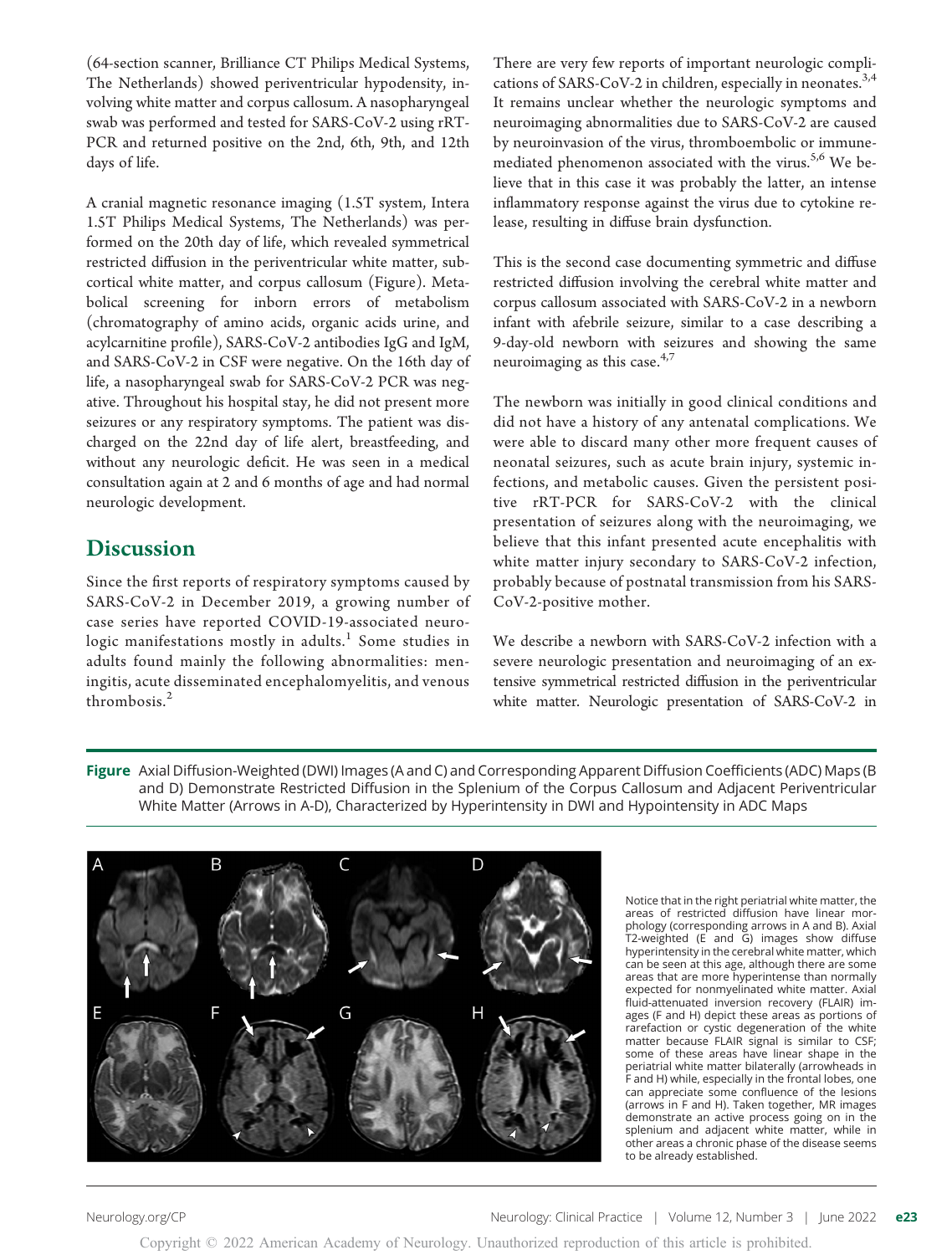(64-section scanner, Brilliance CT Philips Medical Systems, The Netherlands) showed periventricular hypodensity, involving white matter and corpus callosum. A nasopharyngeal swab was performed and tested for SARS-CoV-2 using rRT-PCR and returned positive on the 2nd, 6th, 9th, and 12th days of life.

A cranial magnetic resonance imaging (1.5T system, Intera 1.5T Philips Medical Systems, The Netherlands) was performed on the 20th day of life, which revealed symmetrical restricted diffusion in the periventricular white matter, subcortical white matter, and corpus callosum (Figure). Metabolical screening for inborn errors of metabolism (chromatography of amino acids, organic acids urine, and acylcarnitine profile), SARS-CoV-2 antibodies IgG and IgM, and SARS-CoV-2 in CSF were negative. On the 16th day of life, a nasopharyngeal swab for SARS-CoV-2 PCR was negative. Throughout his hospital stay, he did not present more seizures or any respiratory symptoms. The patient was discharged on the 22nd day of life alert, breastfeeding, and without any neurologic deficit. He was seen in a medical consultation again at 2 and 6 months of age and had normal neurologic development.

## Discussion

Since the first reports of respiratory symptoms caused by SARS-CoV-2 in December 2019, a growing number of case series have reported COVID-19-associated neurologic manifestations mostly in adults.[1] Some studies in adults found mainly the following abnormalities: meningitis, acute disseminated encephalomyelitis, and venous thrombosis.[2]

There are very few reports of important neurologic complications of SARS-CoV-2 in children, especially in neonates.[3,4] It remains unclear whether the neurologic symptoms and neuroimaging abnormalities due to SARS-CoV-2 are caused by neuroinvasion of the virus, thromboembolic or immune-mediated phenomenon associated with the virus.[5,6] We believe that in this case it was probably the latter, an intense inflammatory response against the virus due to cytokine release, resulting in diffuse brain dysfunction.

This is the second case documenting symmetric and diffuse restricted diffusion involving the cerebral white matter and corpus callosum associated with SARS-CoV-2 in a newborn infant with afebrile seizure, similar to a case describing a 9-day-old newborn with seizures and showing the same neuroimaging as this case.[4,7]

The newborn was initially in good clinical conditions and did not have a history of any antenatal complications. We were able to discard many other more frequent causes of neonatal seizures, such as acute brain injury, systemic infections, and metabolic causes. Given the persistent positive rRT-PCR for SARS-CoV-2 with the clinical presentation of seizures along with the neuroimaging, we believe that this infant presented acute encephalitis with white matter injury secondary to SARS-CoV-2 infection, probably because of postnatal transmission from his SARS-CoV-2-positive mother.

We describe a newborn with SARS-CoV-2 infection with a severe neurologic presentation and neuroimaging of an extensive symmetrical restricted diffusion in the periventricular white matter. Neurologic presentation of SARS-CoV-2 in

**Figure** Axial Diffusion-Weighted (DWI) Images (A and C) and Corresponding Apparent Diffusion Coefficients (ADC) Maps (B and D) Demonstrate Restricted Diffusion in the Splenium of the Corpus Callosum and Adjacent Periventricular White Matter (Arrows in A-D), Characterized by Hyperintensity in DWI and Hypointensity in ADC Maps

Notice that in the right periatrial white matter, the areas of restricted diffusion have linear morphology (corresponding arrows in A and B). Axial T2-weighted (E and G) images show diffuse hyperintensity in the cerebral white matter, which can be seen at this age, although there are some areas that are more hyperintense than normally expected for nonmyelinated white matter. Axial fluid-attenuated inversion recovery (FLAIR) images (F and H) depict these areas as portions of rarefaction or cystic degeneration of the white matter because FLAIR signal is similar to CSF; some of these areas have linear shape in the periatrial white matter bilaterally (arrowheads in F and H) while, especially in the frontal lobes, one can appreciate some confluence of the lesions (arrows in F and H). Taken together, MR images demonstrate an active process going on in the splenium and adjacent white matter, while in other areas a chronic phase of the disease seems to be already established.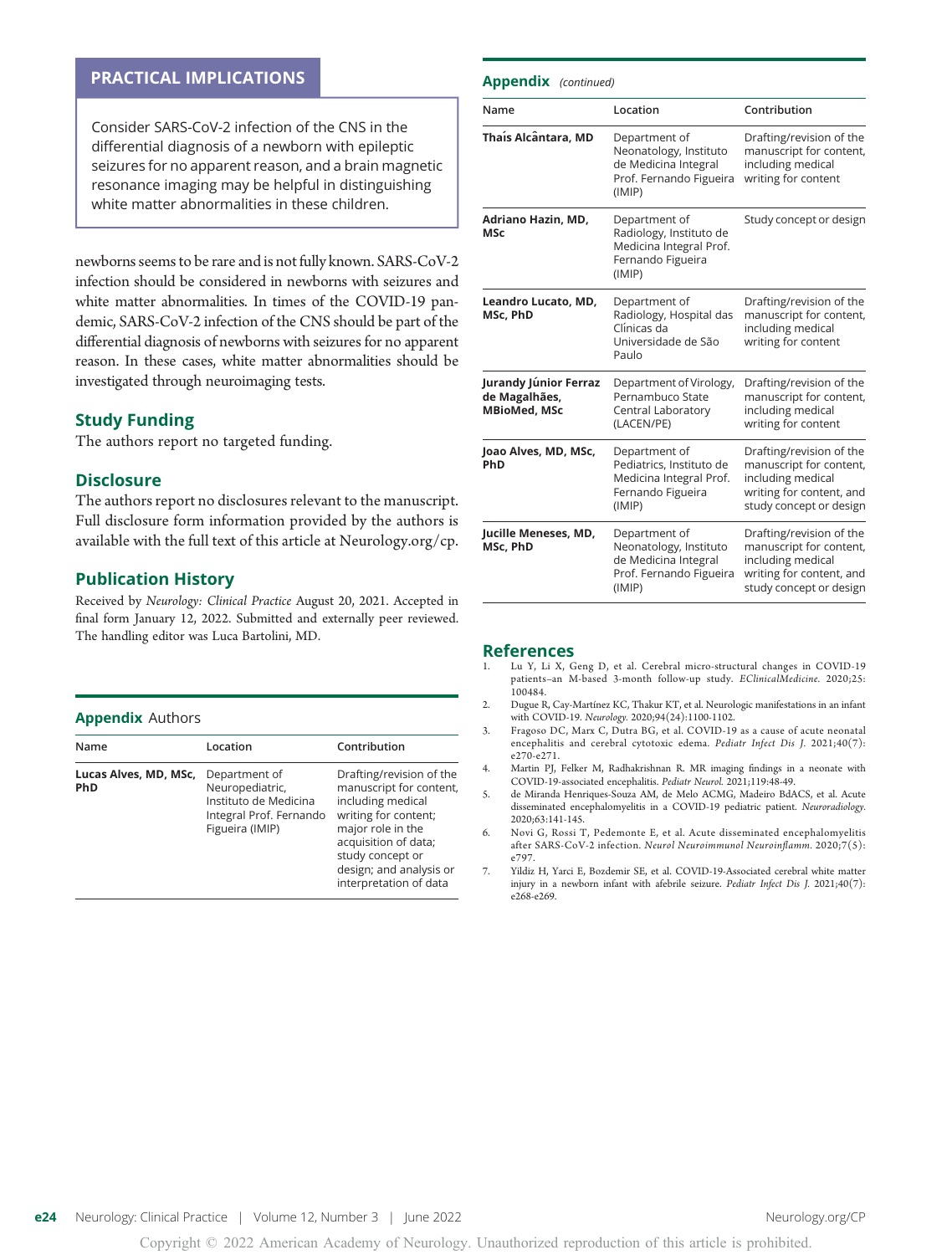## PRACTICAL IMPLICATIONS

Consider SARS-CoV-2 infection of the CNS in the differential diagnosis of a newborn with epileptic seizures for no apparent reason, and a brain magnetic resonance imaging may be helpful in distinguishing white matter abnormalities in these children.

newborns seems to be rare and is not fully known. SARS-CoV-2 infection should be considered in newborns with seizures and white matter abnormalities. In times of the COVID-19 pandemic, SARS-CoV-2 infection of the CNS should be part of the differential diagnosis of newborns with seizures for no apparent reason. In these cases, white matter abnormalities should be investigated through neuroimaging tests.

## Study Funding

The authors report no targeted funding.

## Disclosure

The authors report no disclosures relevant to the manuscript. Full disclosure form information provided by the authors is available with the full text of this article at Neurology.org/cp.

## Publication History

Received by *Neurology: Clinical Practice* August 20, 2021. Accepted in final form January 12, 2022. Submitted and externally peer reviewed. The handling editor was Luca Bartolini, MD.

## Appendix Authors

| Name | Location | Contribution |
|---|---|---|
| **Lucas Alves, MD, MSc, PhD** | Department of Neuropediatric, Instituto de Medicina Integral Prof. Fernando Figueira (IMIP) | Drafting/revision of the manuscript for content, including medical writing for content; major role in the acquisition of data; study concept or design; and analysis or interpretation of data |
| **Thaís Alcântara, MD** | Department of Neonatology, Instituto de Medicina Integral Prof. Fernando Figueira (IMIP) | Drafting/revision of the manuscript for content, including medical writing for content |
| **Adriano Hazin, MD, MSc** | Department of Radiology, Instituto de Medicina Integral Prof. Fernando Figueira (IMIP) | Study concept or design |
| **Leandro Lucato, MD, MSc, PhD** | Department of Radiology, Hospital das Clínicas da Universidade de São Paulo | Drafting/revision of the manuscript for content, including medical writing for content |
| **Jurandy Júnior Ferraz de Magalhães, MBioMed, MSc** | Department of Virology, Pernambuco State Central Laboratory (LACEN/PE) | Drafting/revision of the manuscript for content, including medical writing for content |
| **Joao Alves, MD, MSc, PhD** | Department of Pediatrics, Instituto de Medicina Integral Prof. Fernando Figueira (IMIP) | Drafting/revision of the manuscript for content, including medical writing for content, and study concept or design |
| **Jucille Meneses, MD, MSc, PhD** | Department of Neonatology, Instituto de Medicina Integral Prof. Fernando Figueira (IMIP) | Drafting/revision of the manuscript for content, including medical writing for content, and study concept or design |

## References

1. Lu Y, Li X, Geng D, et al. Cerebral micro-structural changes in COVID-19 patients–an M-based 3-month follow-up study. *EClinicalMedicine.* 2020;25:100484.
2. Dugue R, Cay-Martínez KC, Thakur KT, et al. Neurologic manifestations in an infant with COVID-19. *Neurology.* 2020;94(24):1100-1102.
3. Fragoso DC, Marx C, Dutra BG, et al. COVID-19 as a cause of acute neonatal encephalitis and cerebral cytotoxic edema. *Pediatr Infect Dis J.* 2021;40(7):e270-e271.
4. Martin PJ, Felker M, Radhakrishnan R. MR imaging findings in a neonate with COVID-19-associated encephalitis. *Pediatr Neurol.* 2021;119:48-49.
5. de Miranda Henriques-Souza AM, de Melo ACMG, Madeiro BdACS, et al. Acute disseminated encephalomyelitis in a COVID-19 pediatric patient. *Neuroradiology.* 2020;63:141-145.
6. Novi G, Rossi T, Pedemonte E, et al. Acute disseminated encephalomyelitis after SARS-CoV-2 infection. *Neurol Neuroimmunol Neuroinflamm.* 2020;7(5):e797.
7. Yildiz H, Yarci E, Bozdemir SE, et al. COVID-19-Associated cerebral white matter injury in a newborn infant with afebrile seizure. *Pediatr Infect Dis J.* 2021;40(7):e268-e269.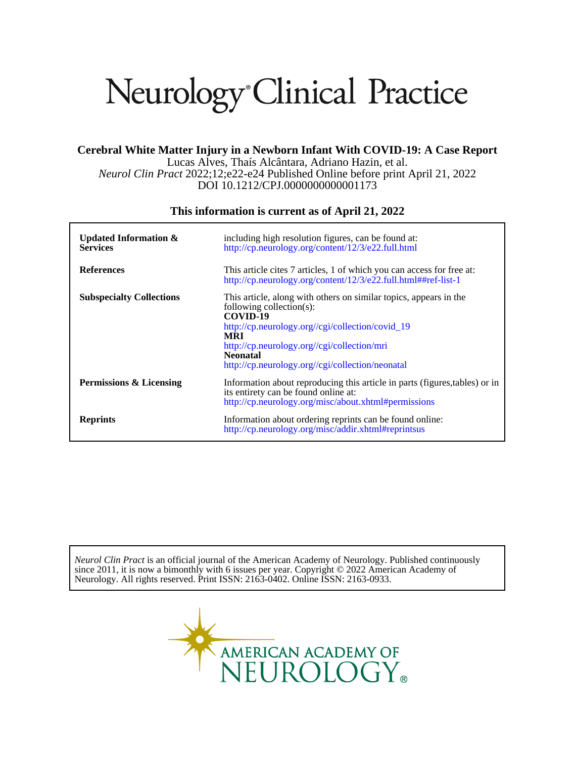# Neurology® Clinical Practice

**Cerebral White Matter Injury in a Newborn Infant With COVID-19: A Case Report**

Lucas Alves, Thaís Alcântara, Adriano Hazin, et al.

*Neurol Clin Pract* 2022;12;e22-e24 Published Online before print April 21, 2022

DOI 10.1212/CPJ.0000000000001173

**This information is current as of April 21, 2022**

| | |
|---|---|
| **Updated Information & Services** | including high resolution figures, can be found at: http://cp.neurology.org/content/12/3/e22.full.html |
| **References** | This article cites 7 articles, 1 of which you can access for free at: http://cp.neurology.org/content/12/3/e22.full.html##ref-list-1 |
| **Subspecialty Collections** | This article, along with others on similar topics, appears in the following collection(s): **COVID-19** http://cp.neurology.org//cgi/collection/covid_19 **MRI** http://cp.neurology.org//cgi/collection/mri **Neonatal** http://cp.neurology.org//cgi/collection/neonatal |
| **Permissions & Licensing** | Information about reproducing this article in parts (figures,tables) or in its entirety can be found online at: http://cp.neurology.org/misc/about.xhtml#permissions |
| **Reprints** | Information about ordering reprints can be found online: http://cp.neurology.org/misc/addir.xhtml#reprintsus |

*Neurol Clin Pract* is an official journal of the American Academy of Neurology. Published continuously since 2011, it is now a bimonthly with 6 issues per year. Copyright © 2022 American Academy of Neurology. All rights reserved. Print ISSN: 2163-0402. Online ISSN: 2163-0933.

AMERICAN ACADEMY OF NEUROLOGY®